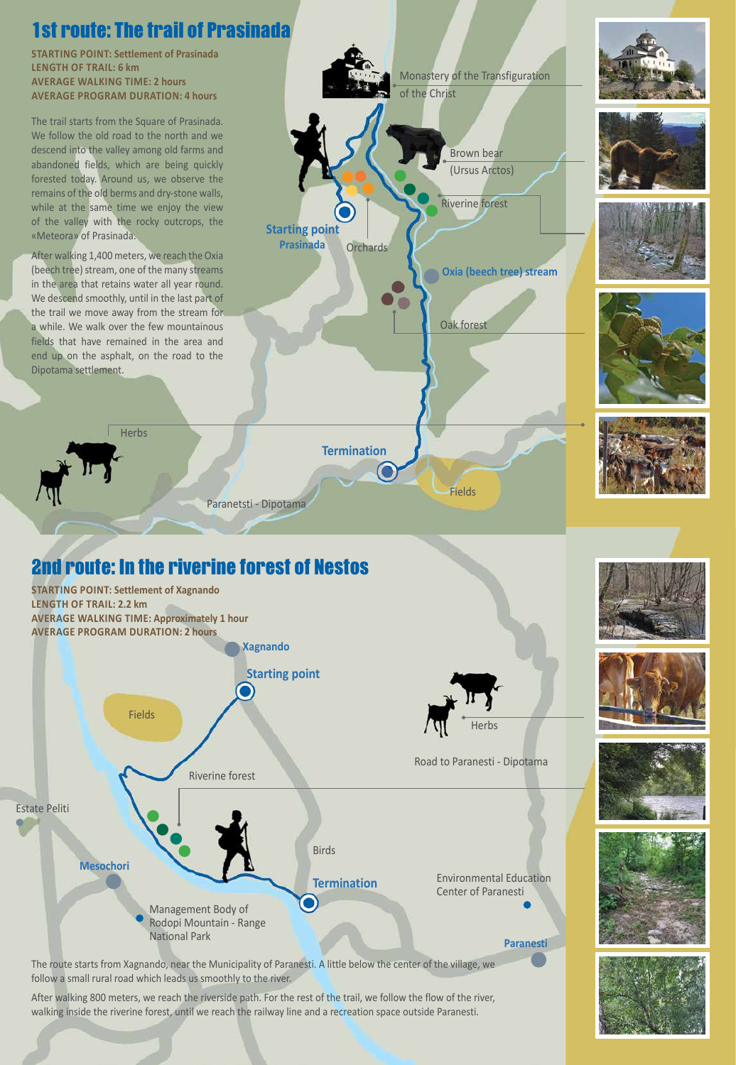# 1st route: The trail of Prasinada

**STARTING POINT: Settlement of Prasinada**
**LENGTH OF TRAIL: 6 km**
**AVERAGE WALKING TIME: 2 hours**
**AVERAGE PROGRAM DURATION: 4 hours**

The trail starts from the Square of Prasinada. We follow the old road to the north and we descend into the valley among old farms and abandoned fields, which are being quickly forested today. Around us, we observe the remains of the old berms and dry-stone walls, while at the same time we enjoy the view of the valley with the rocky outcrops, the «Meteora» of Prasinada.

After walking 1,400 meters, we reach the Oxia (beech tree) stream, one of the many streams in the area that retains water all year round. We descend smoothly, until in the last part of the trail we move away from the stream for a while. We walk over the few mountainous fields that have remained in the area and end up on the asphalt, on the road to the Dipotama settlement.

Monastery of the Transfiguration of the Christ

Brown bear (Ursus Arctos)

Riverine forest

Starting point Prasinada

Orchards

Oxia (beech tree) stream

Oak forest

Herbs

Termination

Fields

Paranetsti - Dipotama

# 2nd route: In the riverine forest of Nestos

**STARTING POINT: Settlement of Xagnando**
**LENGTH OF TRAIL: 2.2 km**
**AVERAGE WALKING TIME: Approximately 1 hour**
**AVERAGE PROGRAM DURATION: 2 hours**

Xagnando

Starting point

Fields

Herbs

Road to Paranesti - Dipotama

Riverine forest

Estate Peliti

Birds

Mesochori

Termination

Environmental Education Center of Paranesti

Management Body of Rodopi Mountain - Range National Park

Paranesti

The route starts from Xagnando, near the Municipality of Paranesti. A little below the center of the village, we follow a small rural road which leads us smoothly to the river.

After walking 800 meters, we reach the riverside path. For the rest of the trail, we follow the flow of the river, walking inside the riverine forest, until we reach the railway line and a recreation space outside Paranesti.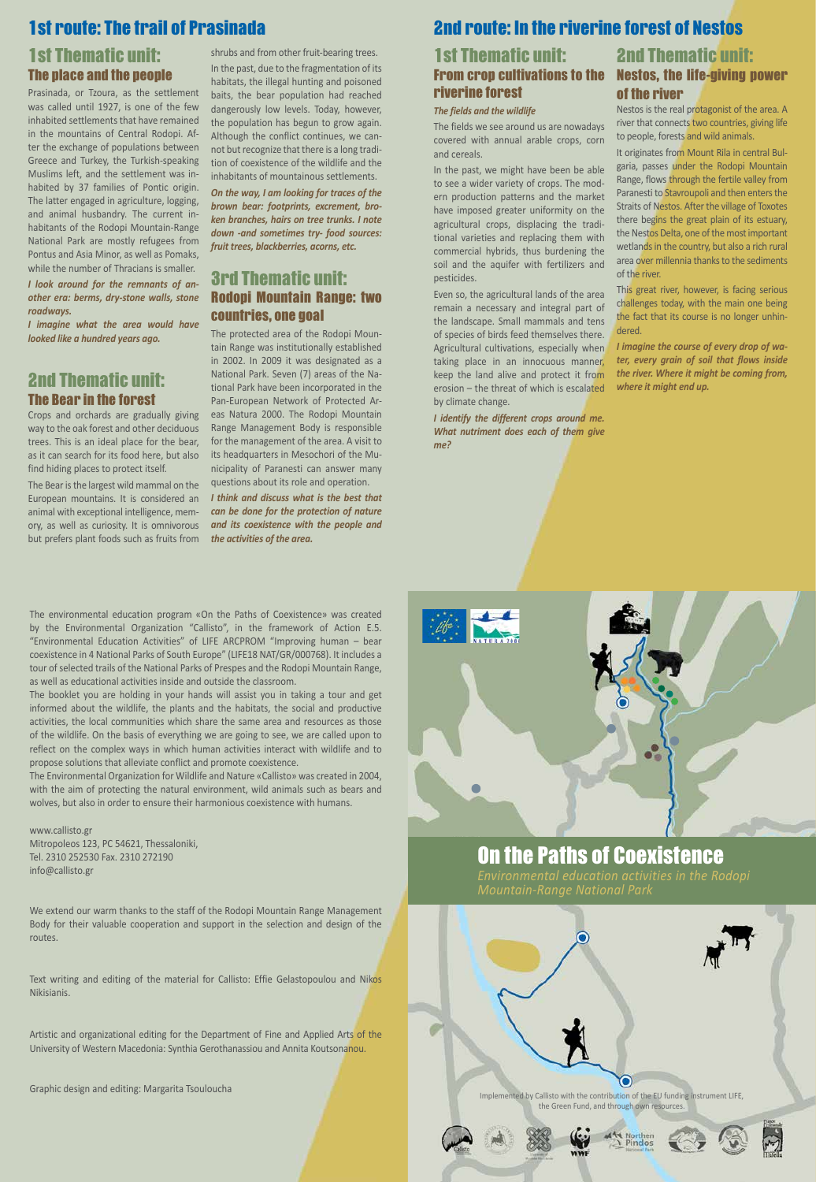# 1st route: The trail of Prasinada

## 1st Thematic unit:
### The place and the people

Prasinada, or Tzoura, as the settlement was called until 1927, is one of the few inhabited settlements that have remained in the mountains of Central Rodopi. After the exchange of populations between Greece and Turkey, the Turkish-speaking Muslims left, and the settlement was inhabited by 37 families of Pontic origin. The latter engaged in agriculture, logging, and animal husbandry. The current inhabitants of the Rodopi Mountain-Range National Park are mostly refugees from Pontus and Asia Minor, as well as Pomaks, while the number of Thracians is smaller.

***I look around for the remnants of another era: berms, dry-stone walls, stone roadways.***

***I imagine what the area would have looked like a hundred years ago.***

## 2nd Thematic unit:
### The Bear in the forest

Crops and orchards are gradually giving way to the oak forest and other deciduous trees. This is an ideal place for the bear, as it can search for its food here, but also find hiding places to protect itself.

The Bear is the largest wild mammal on the European mountains. It is considered an animal with exceptional intelligence, memory, as well as curiosity. It is omnivorous but prefers plant foods such as fruits from shrubs and from other fruit-bearing trees.

In the past, due to the fragmentation of its habitats, the illegal hunting and poisoned baits, the bear population had reached dangerously low levels. Today, however, the population has begun to grow again. Although the conflict continues, we cannot but recognize that there is a long tradition of coexistence of the wildlife and the inhabitants of mountainous settlements.

***On the way, I am looking for traces of the brown bear: footprints, excrement, broken branches, hairs on tree trunks. I note down -and sometimes try- food sources: fruit trees, blackberries, acorns, etc.***

## 3rd Thematic unit:
### Rodopi Mountain Range: two countries, one goal

The protected area of the Rodopi Mountain Range was institutionally established in 2002. In 2009 it was designated as a National Park. Seven (7) areas of the National Park have been incorporated in the Pan-European Network of Protected Areas Natura 2000. The Rodopi Mountain Range Management Body is responsible for the management of the area. A visit to its headquarters in Mesochori of the Municipality of Paranesti can answer many questions about its role and operation.

***I think and discuss what is the best that can be done for the protection of nature and its coexistence with the people and the activities of the area.***

# 2nd route: In the riverine forest of Nestos

## 1st Thematic unit:
### From crop cultivations to the riverine forest

***The fields and the wildlife***

The fields we see around us are nowadays covered with annual arable crops, corn and cereals.

In the past, we might have been be able to see a wider variety of crops. The modern production patterns and the market have imposed greater uniformity on the agricultural crops, displacing the traditional varieties and replacing them with commercial hybrids, thus burdening the soil and the aquifer with fertilizers and pesticides.

Even so, the agricultural lands of the area remain a necessary and integral part of the landscape. Small mammals and tens of species of birds feed themselves there. Agricultural cultivations, especially when taking place in an innocuous manner, keep the land alive and protect it from erosion – the threat of which is escalated by climate change.

***I identify the different crops around me. What nutriment does each of them give me?***

## 2nd Thematic unit:
### Nestos, the life-giving power of the river

Nestos is the real protagonist of the area. A river that connects two countries, giving life to people, forests and wild animals.

It originates from Mount Rila in central Bulgaria, passes under the Rodopi Mountain Range, flows through the fertile valley from Paranesti to Stavroupoli and then enters the Straits of Nestos. After the village of Toxotes there begins the great plain of its estuary, the Nestos Delta, one of the most important wetlands in the country, but also a rich rural area over millennia thanks to the sediments of the river.

This great river, however, is facing serious challenges today, with the main one being the fact that its course is no longer unhindered.

***I imagine the course of every drop of water, every grain of soil that flows inside the river. Where it might be coming from, where it might end up.***

---

The environmental education program «On the Paths of Coexistence» was created by the Environmental Organization "Callisto", in the framework of Action E.5. "Environmental Education Activities" of LIFE ARCPROM "Improving human – bear coexistence in 4 National Parks of South Europe" (LIFE18 NAT/GR/000768). It includes a tour of selected trails of the National Parks of Prespes and the Rodopi Mountain Range, as well as educational activities inside and outside the classroom.

The booklet you are holding in your hands will assist you in taking a tour and get informed about the wildlife, the plants and the habitats, the social and productive activities, the local communities which share the same area and resources as those of the wildlife. On the basis of everything we are going to see, we are called upon to reflect on the complex ways in which human activities interact with wildlife and to propose solutions that alleviate conflict and promote coexistence.

The Environmental Organization for Wildlife and Nature «Callisto» was created in 2004, with the aim of protecting the natural environment, wild animals such as bears and wolves, but also in order to ensure their harmonious coexistence with humans.

www.callisto.gr
Mitropoleos 123, PC 54621, Thessaloniki,
Tel. 2310 252530 Fax. 2310 272190
info@callisto.gr

We extend our warm thanks to the staff of the Rodopi Mountain Range Management Body for their valuable cooperation and support in the selection and design of the routes.

Text writing and editing of the material for Callisto: Effie Gelastopoulou and Nikos Nikisianis.

Artistic and organizational editing for the Department of Fine and Applied Arts of the University of Western Macedonia: Synthia Gerothanassiou and Annita Koutsonanou.

Graphic design and editing: Margarita Tsouloucha

# On the Paths of Coexistence

*Environmental education activities in the Rodopi Mountain-Range National Park*

Implemented by Callisto with the contribution of the EU funding instrument LIFE, the Green Fund, and through own resources.